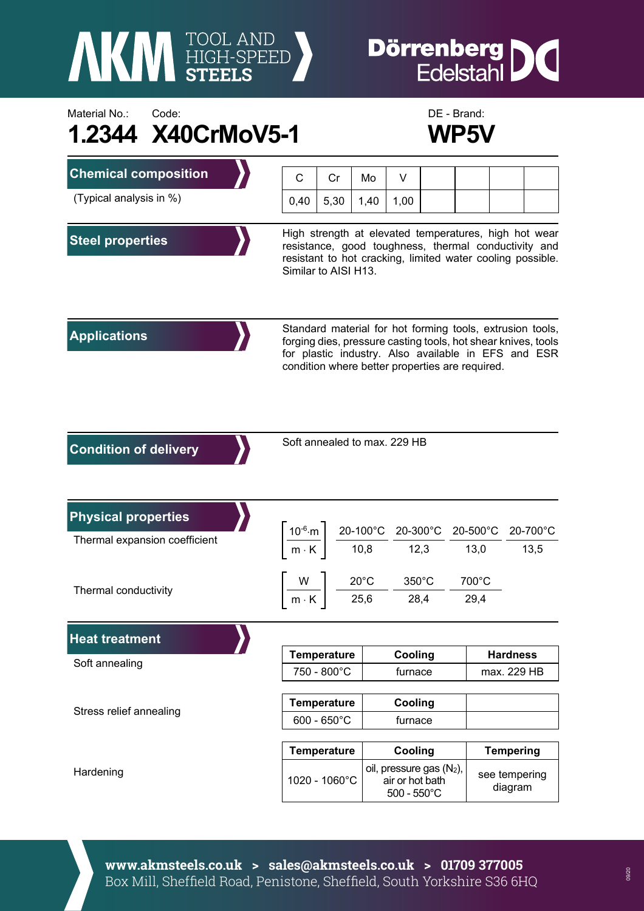AKM TOOL AND HIGH-SPEED STEELS

Dörrenberg Edelstahl

Material No.: **1.2344** Code: **X40CrMoV5-1** DE - Brand: **WP5V**

## Chemical composition

(Typical analysis in %)

| C | Cr | Mo | V | | | | |
|---|---|---|---|---|---|---|---|
| 0,40 | 5,30 | 1,40 | 1,00 | | | | |

## Steel properties

High strength at elevated temperatures, high hot wear resistance, good toughness, thermal conductivity and resistant to hot cracking, limited water cooling possible. Similar to AISI H13.

## Applications

Standard material for hot forming tools, extrusion tools, forging dies, pressure casting tools, hot shear knives, tools for plastic industry. Also available in EFS and ESR condition where better properties are required.

## Condition of delivery

Soft annealed to max. 229 HB

## Physical properties

Thermal expansion coefficient

| $\left[\frac{10^{-6} \cdot m}{m \cdot K}\right]$ | 20-100°C | 20-300°C | 20-500°C | 20-700°C |
|---|---|---|---|---|
| | 10,8 | 12,3 | 13,0 | 13,5 |

Thermal conductivity

| $\left[\frac{W}{m \cdot K}\right]$ | 20°C | 350°C | 700°C |
|---|---|---|---|
| | 25,6 | 28,4 | 29,4 |

## Heat treatment

Soft annealing

| Temperature | Cooling | Hardness |
|---|---|---|
| 750 - 800°C | furnace | max. 229 HB |

Stress relief annealing

| Temperature | Cooling | |
|---|---|---|
| 600 - 650°C | furnace | |

Hardening

| Temperature | Cooling | Tempering |
|---|---|---|
| 1020 - 1060°C | oil, pressure gas ($N_2$), air or hot bath 500 - 550°C | see tempering diagram |

**www.akmsteels.co.uk > sales@akmsteels.co.uk > 01709 377005**
Box Mill, Sheffield Road, Penistone, Sheffield, South Yorkshire S36 6HQ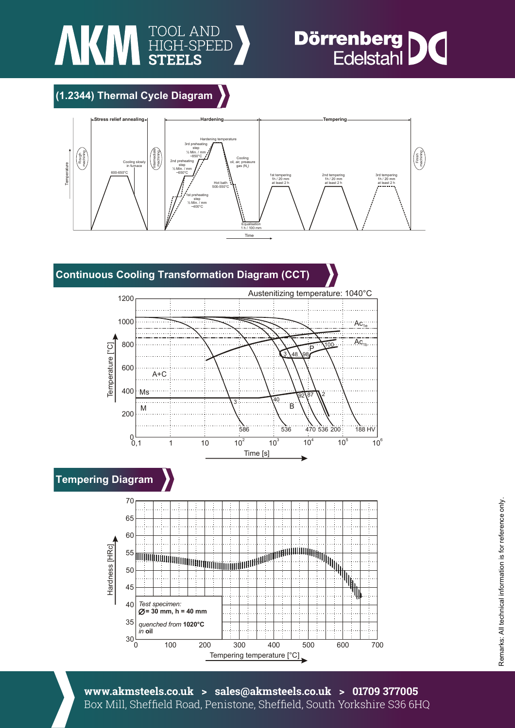# AKM TOOL AND HIGH-SPEED STEELS

Dörrenberg Edelstahl

## (1.2344) Thermal Cycle Diagram

Stress relief annealing

Hardening

Tempering

Rough machining

Intermediate machining

Finish machining

Temperature

Time

600-650°C

Cooling slowly in furnace

Hardening temperature

3rd preheating step
½ Min. / mm
~850°C

2nd preheating step
½ Min. / mm
~650°C

1st preheating step
½ Min. / mm
~400°C

Cooling
oil, air, pressure gas ($N_2$)

Hot bath
500-550°C

Equalisation
1 h / 100 mm

1st tempering
1h / 20 mm
at least 2 h

2nd tempering
1h / 20 mm
at least 2 h

3rd tempering
1h / 20 mm
at least 2 h

## Continuous Cooling Transformation Diagram (CCT)

Austenitizing temperature: 1040°C

Temperature [°C]

Time [s]

0, 200, 400, 600, 800, 1000, 1200

0,1, 1, 10, $10^2$, $10^3$, $10^4$, $10^5$, $10^6$

$Ac_{1e}$

$Ac_{1b}$

A+C

Ms

M

P

B

3, 48, 98, 100

3, 40, 92, 87, 2

586, 536, 470, 536, 200, 188 HV

## Tempering Diagram

Hardness [HRc]

Tempering temperature [°C]

30, 35, 40, 45, 50, 55, 60, 65, 70

0, 100, 200, 300, 400, 500, 600, 700

*Test specimen:*
**∅= 30 mm, h = 40 mm**

*quenched from* **1020°C**
*in* **oil**

Remarks: All technical information is for reference only.

**www.akmsteels.co.uk > sales@akmsteels.co.uk > 01709 377005**
Box Mill, Sheffield Road, Penistone, Sheffield, South Yorkshire S36 6HQ